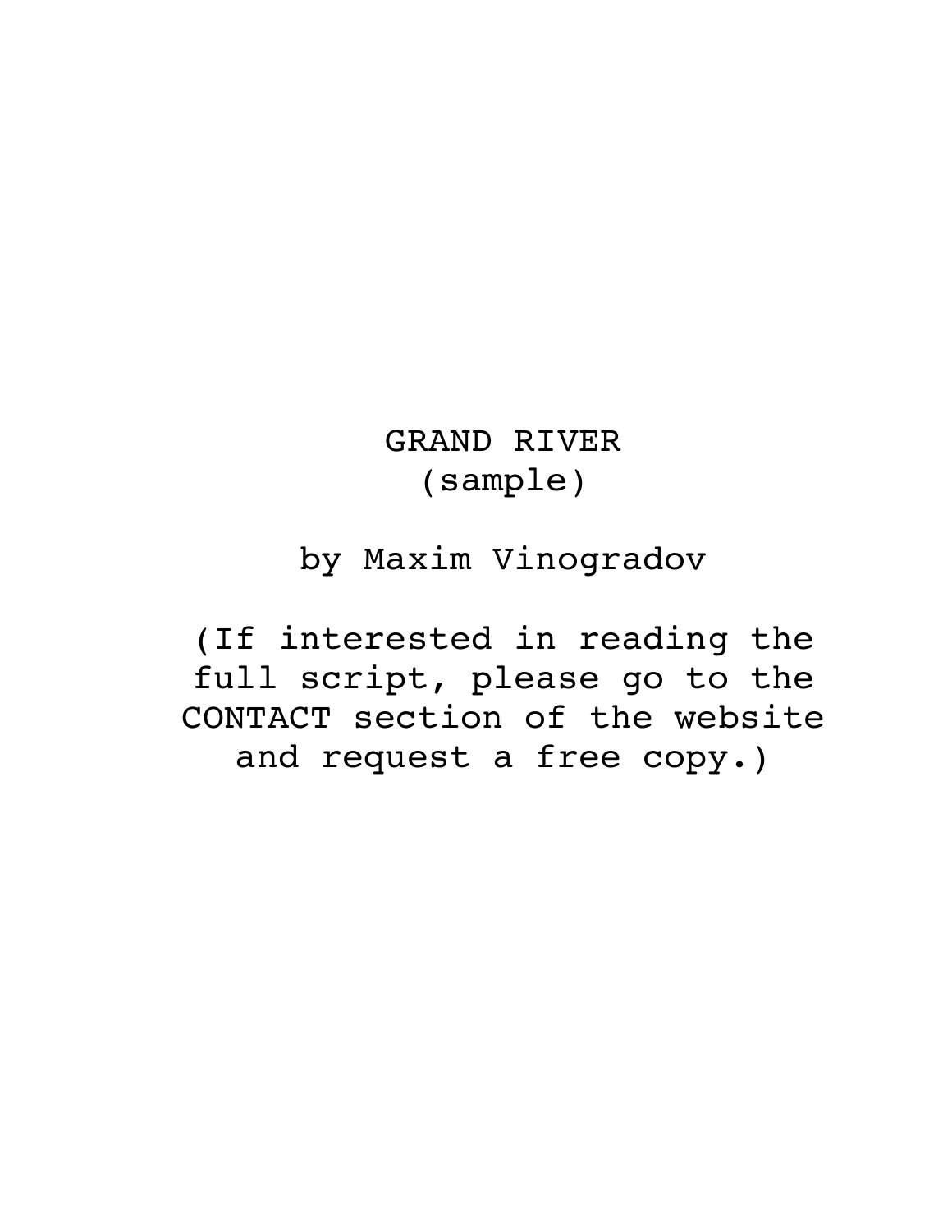# GRAND RIVER
(sample)

by Maxim Vinogradov

(If interested in reading the full script, please go to the CONTACT section of the website and request a free copy.)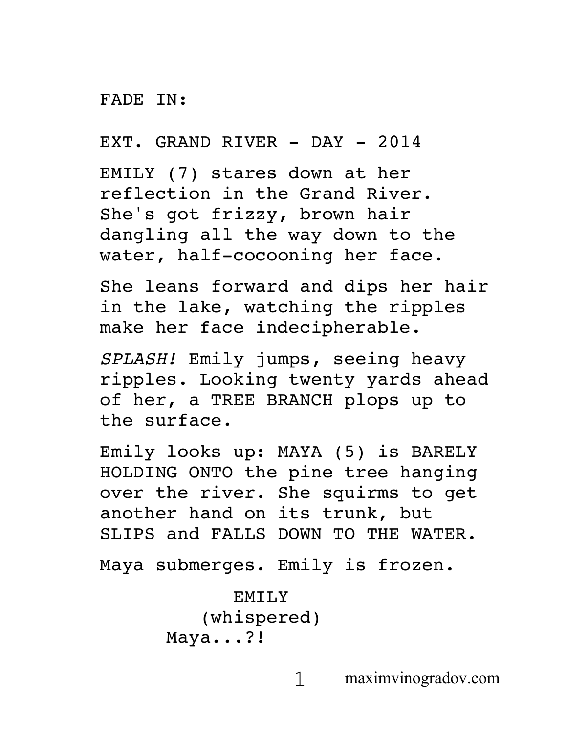FADE IN:

EXT. GRAND RIVER - DAY - 2014

EMILY (7) stares down at her reflection in the Grand River. She's got frizzy, brown hair dangling all the way down to the water, half-cocooning her face.

She leans forward and dips her hair in the lake, watching the ripples make her face indecipherable.

*SPLASH!* Emily jumps, seeing heavy ripples. Looking twenty yards ahead of her, a TREE BRANCH plops up to the surface.

Emily looks up: MAYA (5) is BARELY HOLDING ONTO the pine tree hanging over the river. She squirms to get another hand on its trunk, but SLIPS and FALLS DOWN TO THE WATER.

Maya submerges. Emily is frozen.

EMILY
(whispered)
Maya...?!

maximvinogradov.com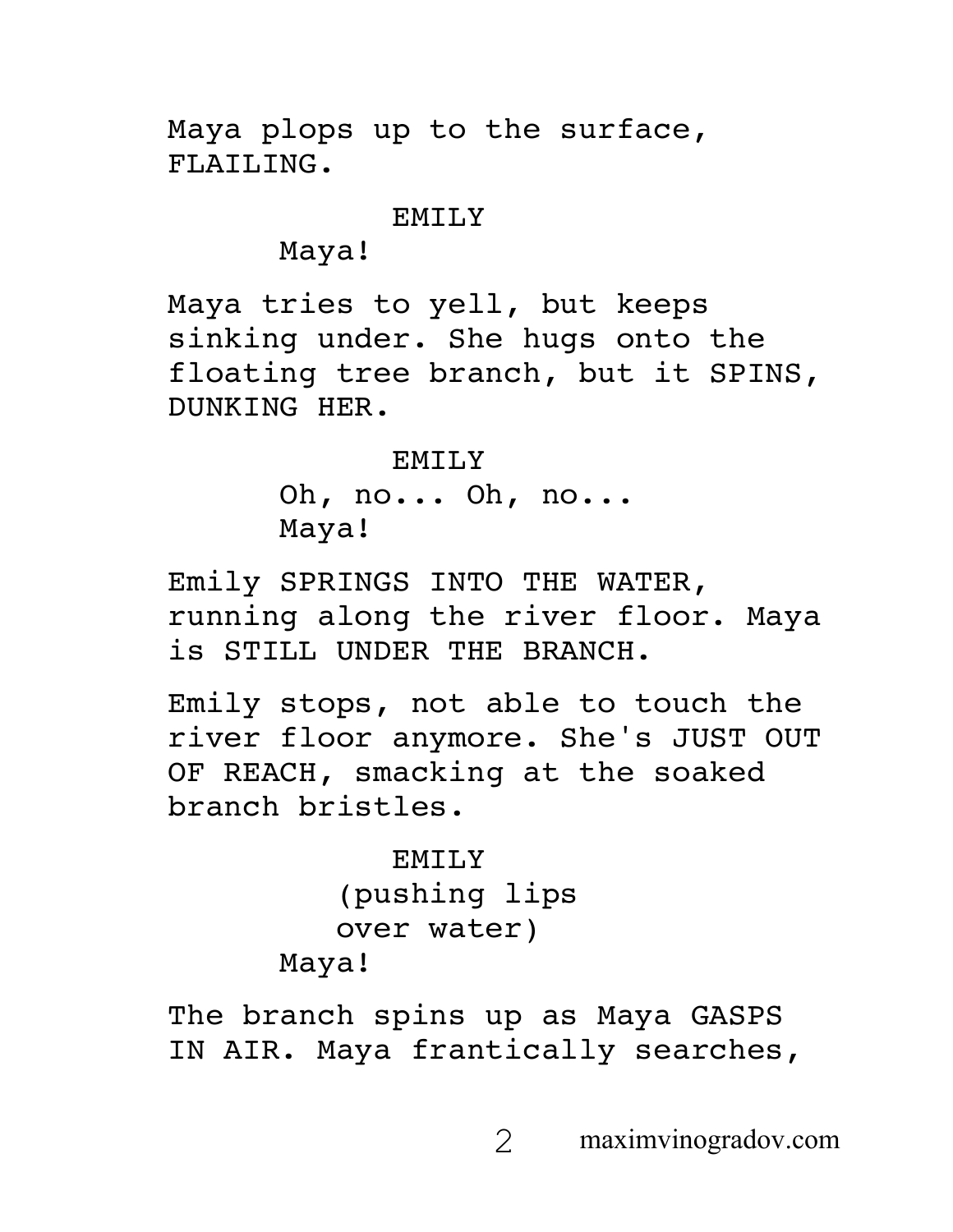Maya plops up to the surface, FLAILING.

EMILY

Maya!

Maya tries to yell, but keeps sinking under. She hugs onto the floating tree branch, but it SPINS, DUNKING HER.

EMILY

Oh, no... Oh, no... Maya!

Emily SPRINGS INTO THE WATER, running along the river floor. Maya is STILL UNDER THE BRANCH.

Emily stops, not able to touch the river floor anymore. She's JUST OUT OF REACH, smacking at the soaked branch bristles.

EMILY

(pushing lips over water)

Maya!

The branch spins up as Maya GASPS IN AIR. Maya frantically searches,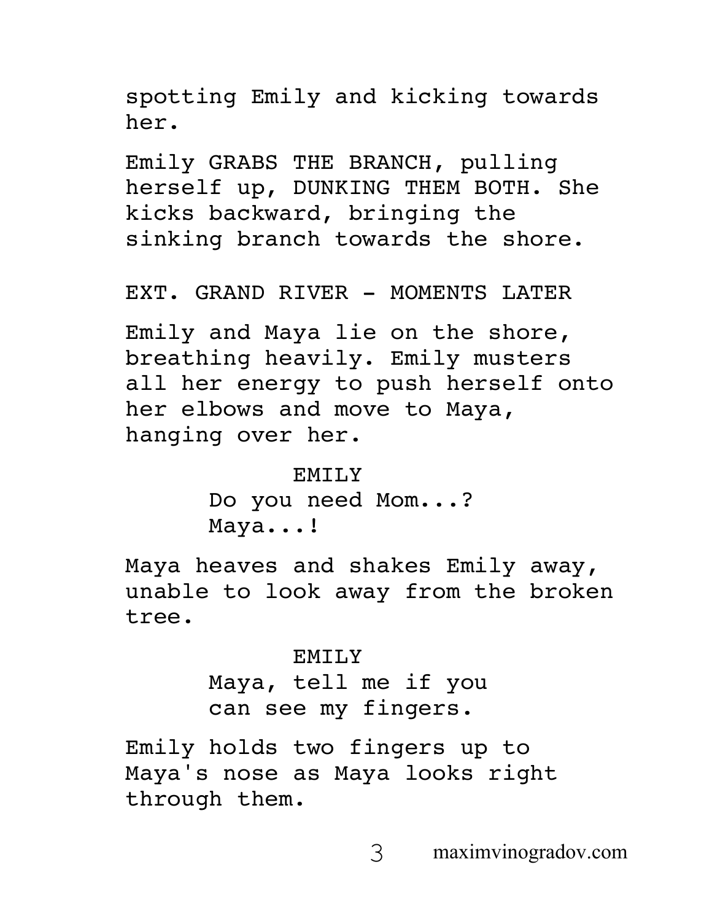spotting Emily and kicking towards her.

Emily GRABS THE BRANCH, pulling herself up, DUNKING THEM BOTH. She kicks backward, bringing the sinking branch towards the shore.

EXT. GRAND RIVER - MOMENTS LATER

Emily and Maya lie on the shore, breathing heavily. Emily musters all her energy to push herself onto her elbows and move to Maya, hanging over her.

EMILY
Do you need Mom...?
Maya...!

Maya heaves and shakes Emily away, unable to look away from the broken tree.

EMILY
Maya, tell me if you can see my fingers.

Emily holds two fingers up to Maya's nose as Maya looks right through them.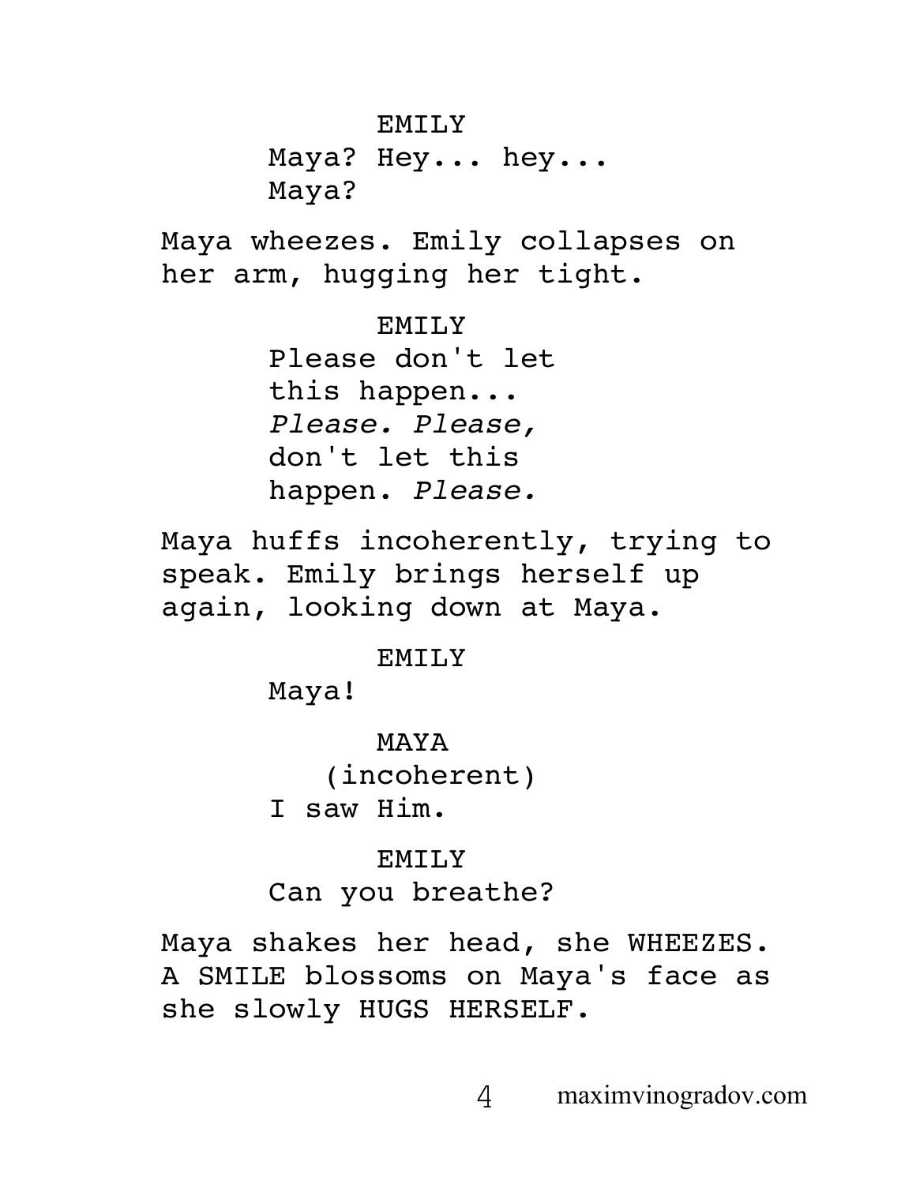EMILY

Maya? Hey... hey...
Maya?

Maya wheezes. Emily collapses on her arm, hugging her tight.

EMILY

Please don't let
this happen...
*Please. Please,*
don't let this
happen. *Please.*

Maya huffs incoherently, trying to speak. Emily brings herself up again, looking down at Maya.

EMILY

Maya!

MAYA

(incoherent)

I saw Him.

EMILY

Can you breathe?

Maya shakes her head, she WHEEZES. A SMILE blossoms on Maya's face as she slowly HUGS HERSELF.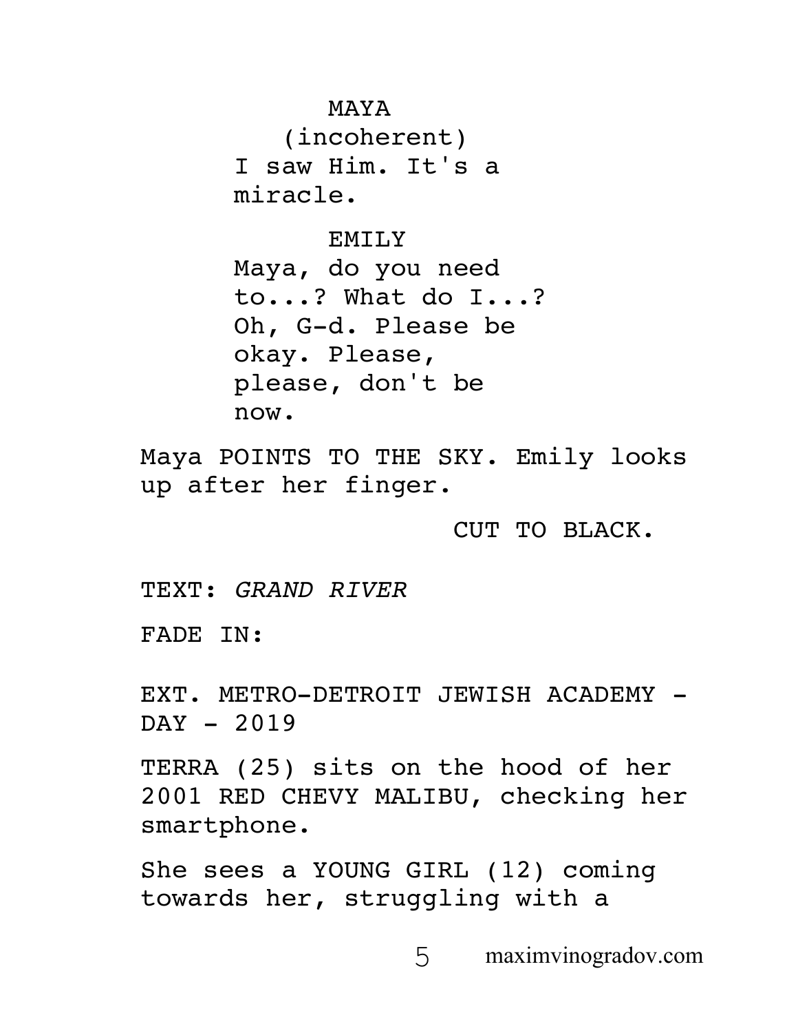MAYA
(incoherent)
I saw Him. It's a miracle.

EMILY
Maya, do you need to...? What do I...? Oh, G-d. Please be okay. Please, please, don't be now.

Maya POINTS TO THE SKY. Emily looks up after her finger.

CUT TO BLACK.

TEXT: *GRAND RIVER*

FADE IN:

EXT. METRO-DETROIT JEWISH ACADEMY - DAY - 2019

TERRA (25) sits on the hood of her 2001 RED CHEVY MALIBU, checking her smartphone.

She sees a YOUNG GIRL (12) coming towards her, struggling with a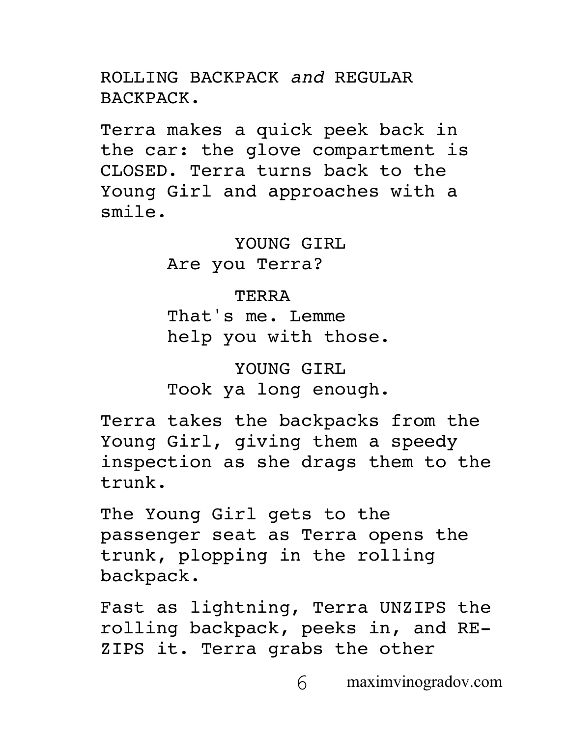ROLLING BACKPACK *and* REGULAR BACKPACK.

Terra makes a quick peek back in the car: the glove compartment is CLOSED. Terra turns back to the Young Girl and approaches with a smile.

YOUNG GIRL
Are you Terra?

TERRA
That's me. Lemme help you with those.

YOUNG GIRL
Took ya long enough.

Terra takes the backpacks from the Young Girl, giving them a speedy inspection as she drags them to the trunk.

The Young Girl gets to the passenger seat as Terra opens the trunk, plopping in the rolling backpack.

Fast as lightning, Terra UNZIPS the rolling backpack, peeks in, and RE-ZIPS it. Terra grabs the other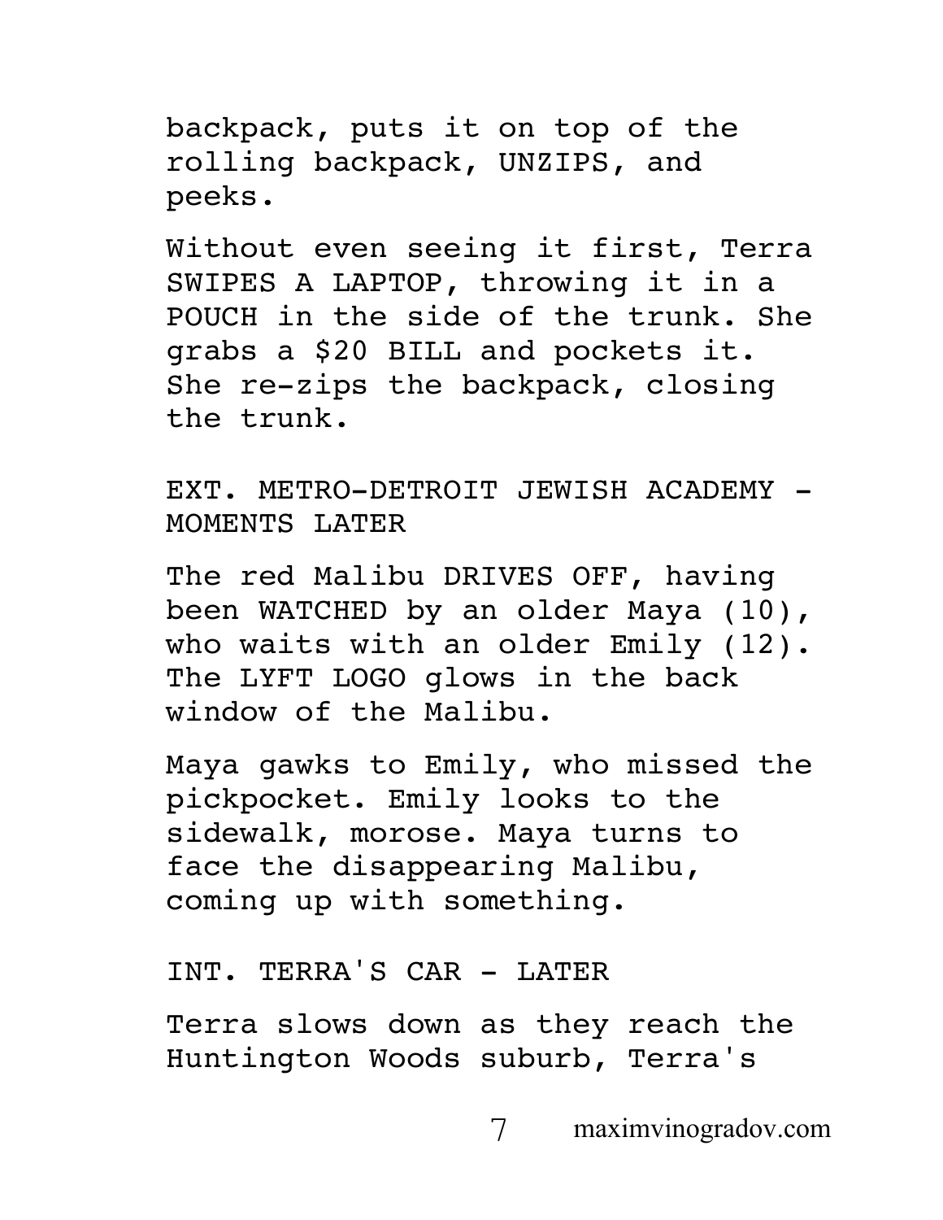backpack, puts it on top of the rolling backpack, UNZIPS, and peeks.

Without even seeing it first, Terra SWIPES A LAPTOP, throwing it in a POUCH in the side of the trunk. She grabs a $20 BILL and pockets it. She re-zips the backpack, closing the trunk.

EXT. METRO-DETROIT JEWISH ACADEMY - MOMENTS LATER

The red Malibu DRIVES OFF, having been WATCHED by an older Maya (10), who waits with an older Emily (12). The LYFT LOGO glows in the back window of the Malibu.

Maya gawks to Emily, who missed the pickpocket. Emily looks to the sidewalk, morose. Maya turns to face the disappearing Malibu, coming up with something.

INT. TERRA'S CAR - LATER

Terra slows down as they reach the Huntington Woods suburb, Terra's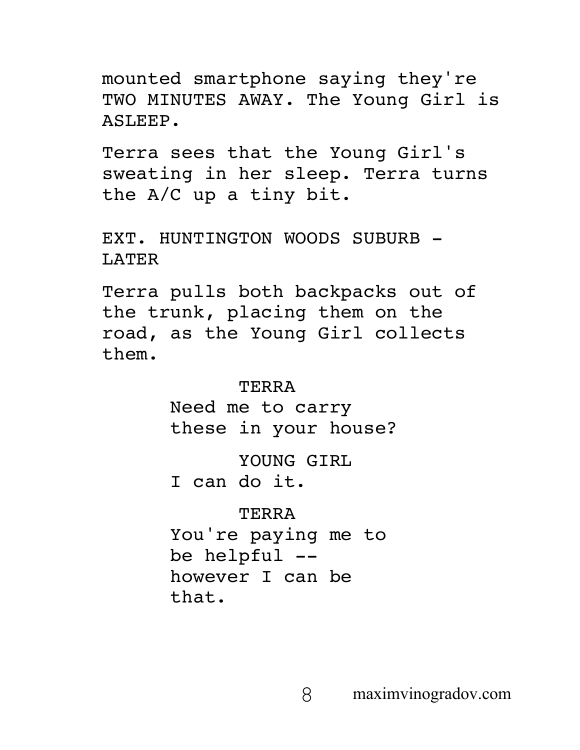mounted smartphone saying they're TWO MINUTES AWAY. The Young Girl is ASLEEP.

Terra sees that the Young Girl's sweating in her sleep. Terra turns the A/C up a tiny bit.

EXT. HUNTINGTON WOODS SUBURB - LATER

Terra pulls both backpacks out of the trunk, placing them on the road, as the Young Girl collects them.

TERRA
Need me to carry these in your house?

YOUNG GIRL
I can do it.

TERRA
You're paying me to be helpful -- however I can be that.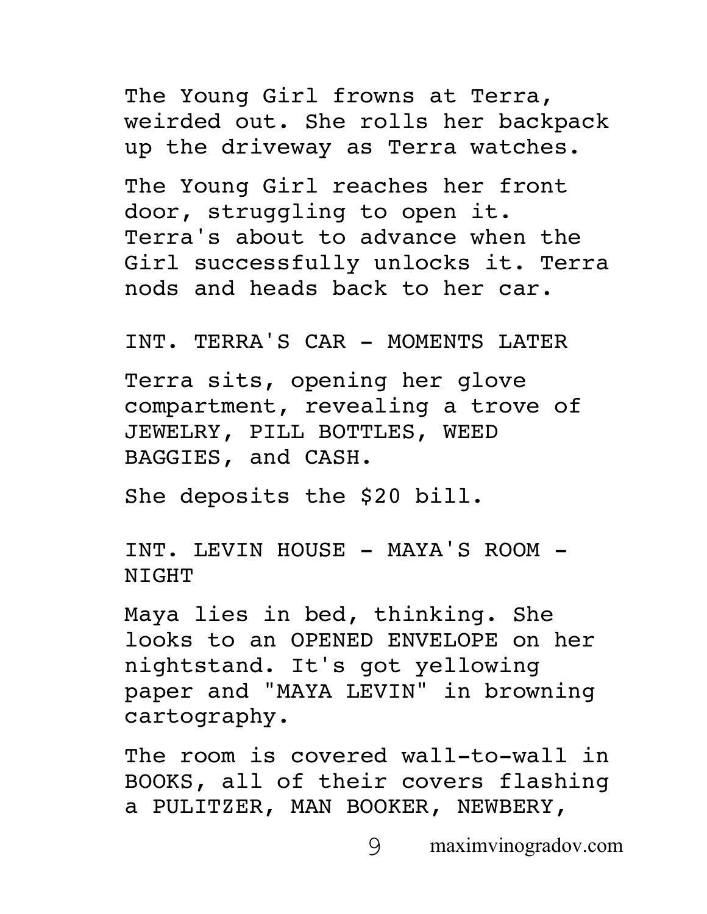The Young Girl frowns at Terra, weirded out. She rolls her backpack up the driveway as Terra watches.

The Young Girl reaches her front door, struggling to open it. Terra's about to advance when the Girl successfully unlocks it. Terra nods and heads back to her car.

INT. TERRA'S CAR - MOMENTS LATER

Terra sits, opening her glove compartment, revealing a trove of JEWELRY, PILL BOTTLES, WEED BAGGIES, and CASH.

She deposits the $20 bill.

INT. LEVIN HOUSE - MAYA'S ROOM - NIGHT

Maya lies in bed, thinking. She looks to an OPENED ENVELOPE on her nightstand. It's got yellowing paper and "MAYA LEVIN" in browning cartography.

The room is covered wall-to-wall in BOOKS, all of their covers flashing a PULITZER, MAN BOOKER, NEWBERY,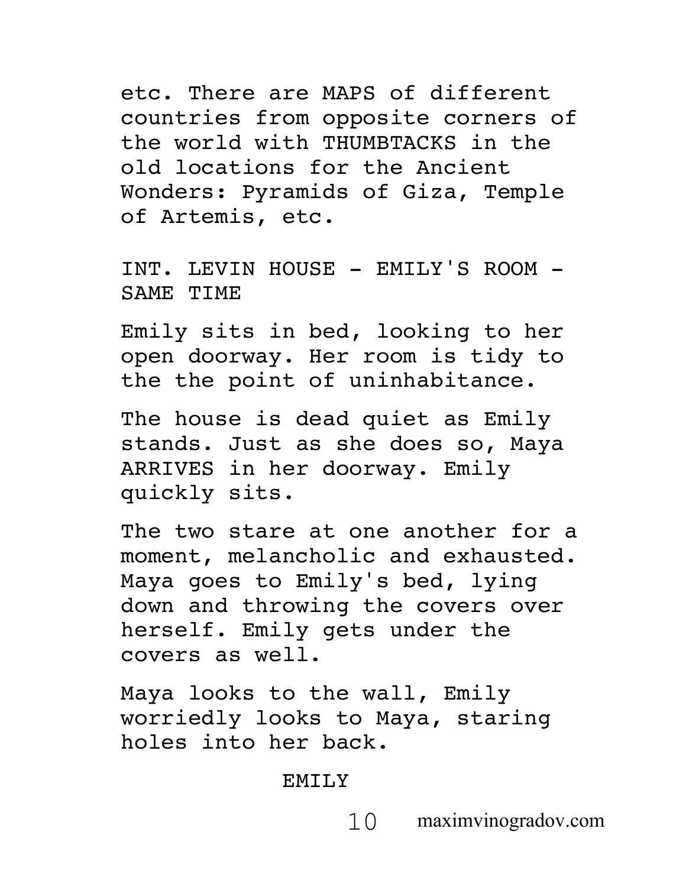etc. There are MAPS of different countries from opposite corners of the world with THUMBTACKS in the old locations for the Ancient Wonders: Pyramids of Giza, Temple of Artemis, etc.

INT. LEVIN HOUSE - EMILY'S ROOM - SAME TIME

Emily sits in bed, looking to her open doorway. Her room is tidy to the the point of uninhabitance.

The house is dead quiet as Emily stands. Just as she does so, Maya ARRIVES in her doorway. Emily quickly sits.

The two stare at one another for a moment, melancholic and exhausted. Maya goes to Emily's bed, lying down and throwing the covers over herself. Emily gets under the covers as well.

Maya looks to the wall, Emily worriedly looks to Maya, staring holes into her back.

EMILY

maximvinogradov.com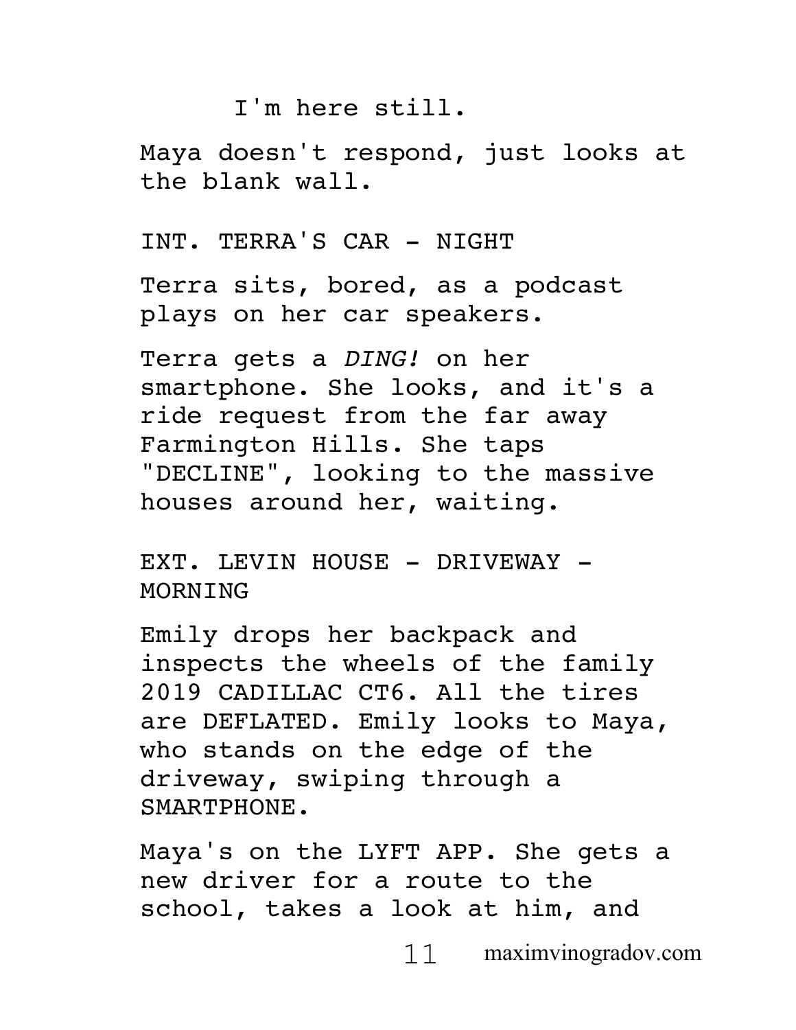I'm here still.

Maya doesn't respond, just looks at the blank wall.

INT. TERRA'S CAR - NIGHT

Terra sits, bored, as a podcast plays on her car speakers.

Terra gets a *DING!* on her smartphone. She looks, and it's a ride request from the far away Farmington Hills. She taps "DECLINE", looking to the massive houses around her, waiting.

EXT. LEVIN HOUSE - DRIVEWAY - MORNING

Emily drops her backpack and inspects the wheels of the family 2019 CADILLAC CT6. All the tires are DEFLATED. Emily looks to Maya, who stands on the edge of the driveway, swiping through a SMARTPHONE.

Maya's on the LYFT APP. She gets a new driver for a route to the school, takes a look at him, and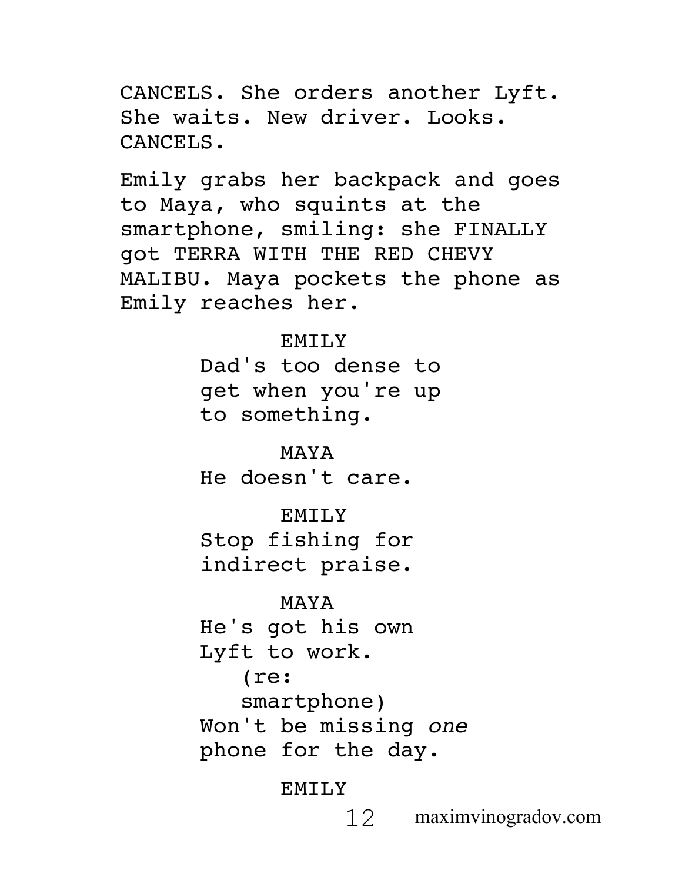CANCELS. She orders another Lyft. She waits. New driver. Looks. CANCELS.

Emily grabs her backpack and goes to Maya, who squints at the smartphone, smiling: she FINALLY got TERRA WITH THE RED CHEVY MALIBU. Maya pockets the phone as Emily reaches her.

EMILY
Dad's too dense to get when you're up to something.

MAYA
He doesn't care.

EMILY
Stop fishing for indirect praise.

MAYA
He's got his own Lyft to work.
(re: smartphone)
Won't be missing *one* phone for the day.

EMILY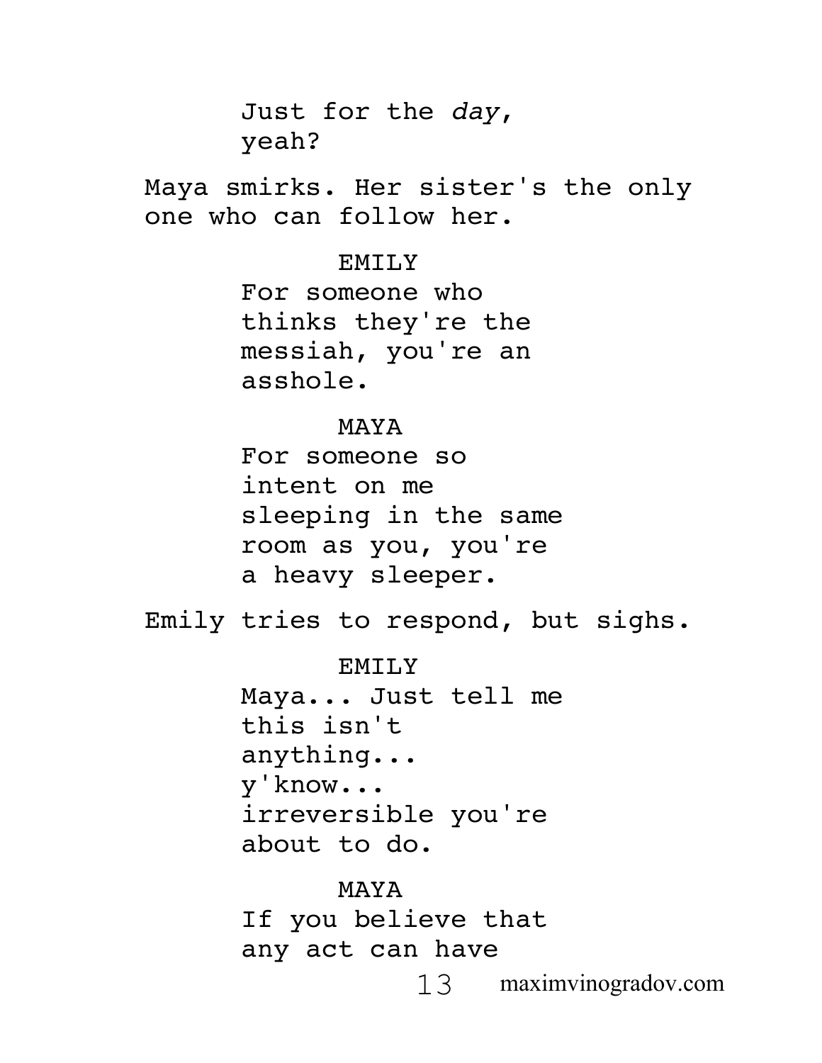Just for the *day*, yeah?

Maya smirks. Her sister's the only one who can follow her.

EMILY

For someone who thinks they're the messiah, you're an asshole.

MAYA

For someone so intent on me sleeping in the same room as you, you're a heavy sleeper.

Emily tries to respond, but sighs.

EMILY

Maya... Just tell me this isn't anything... y'know... irreversible you're about to do.

MAYA

If you believe that any act can have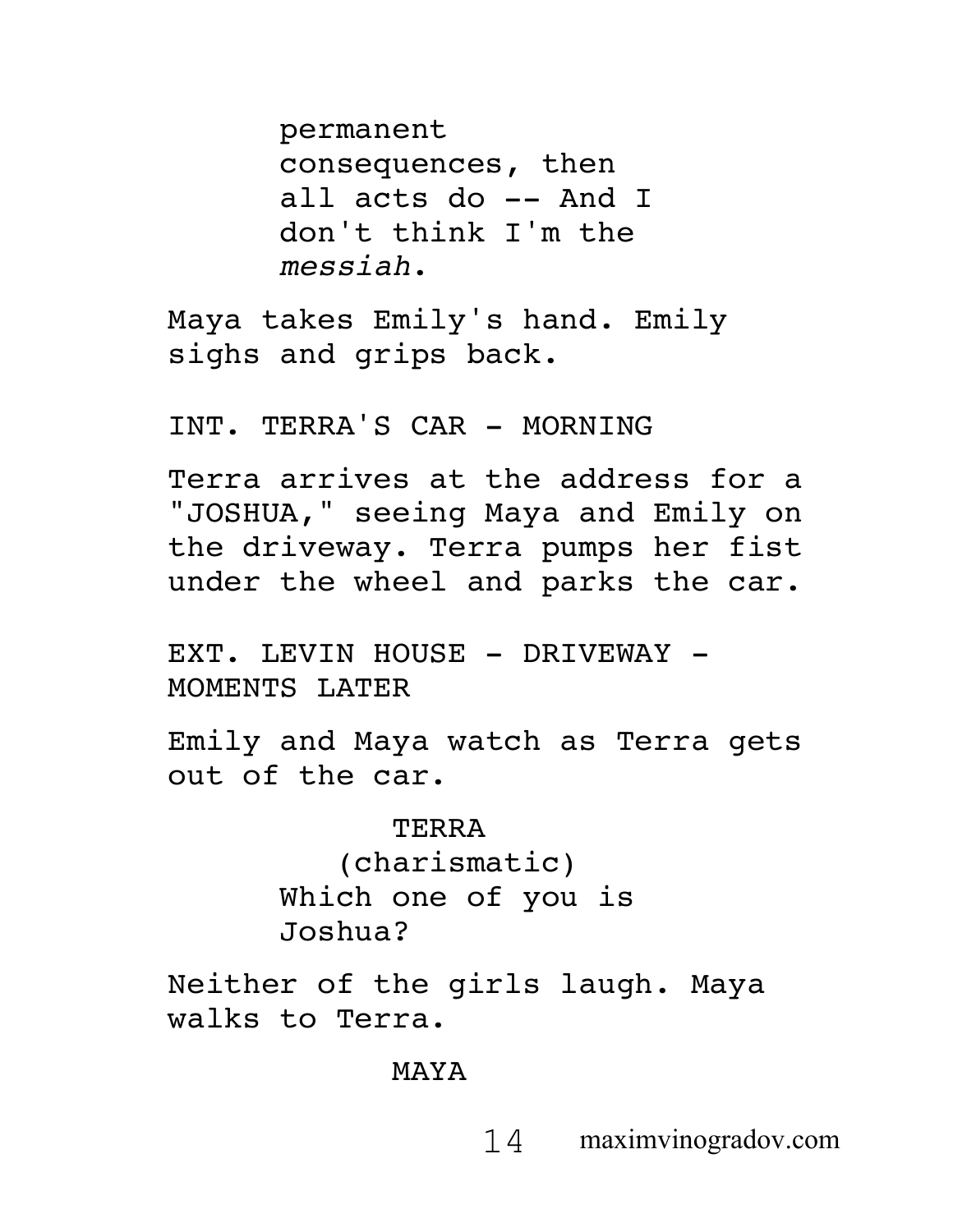permanent consequences, then all acts do -- And I don't think I'm the *messiah*.

Maya takes Emily's hand. Emily sighs and grips back.

INT. TERRA'S CAR - MORNING

Terra arrives at the address for a "JOSHUA," seeing Maya and Emily on the driveway. Terra pumps her fist under the wheel and parks the car.

EXT. LEVIN HOUSE - DRIVEWAY - MOMENTS LATER

Emily and Maya watch as Terra gets out of the car.

TERRA
(charismatic)
Which one of you is Joshua?

Neither of the girls laugh. Maya walks to Terra.

MAYA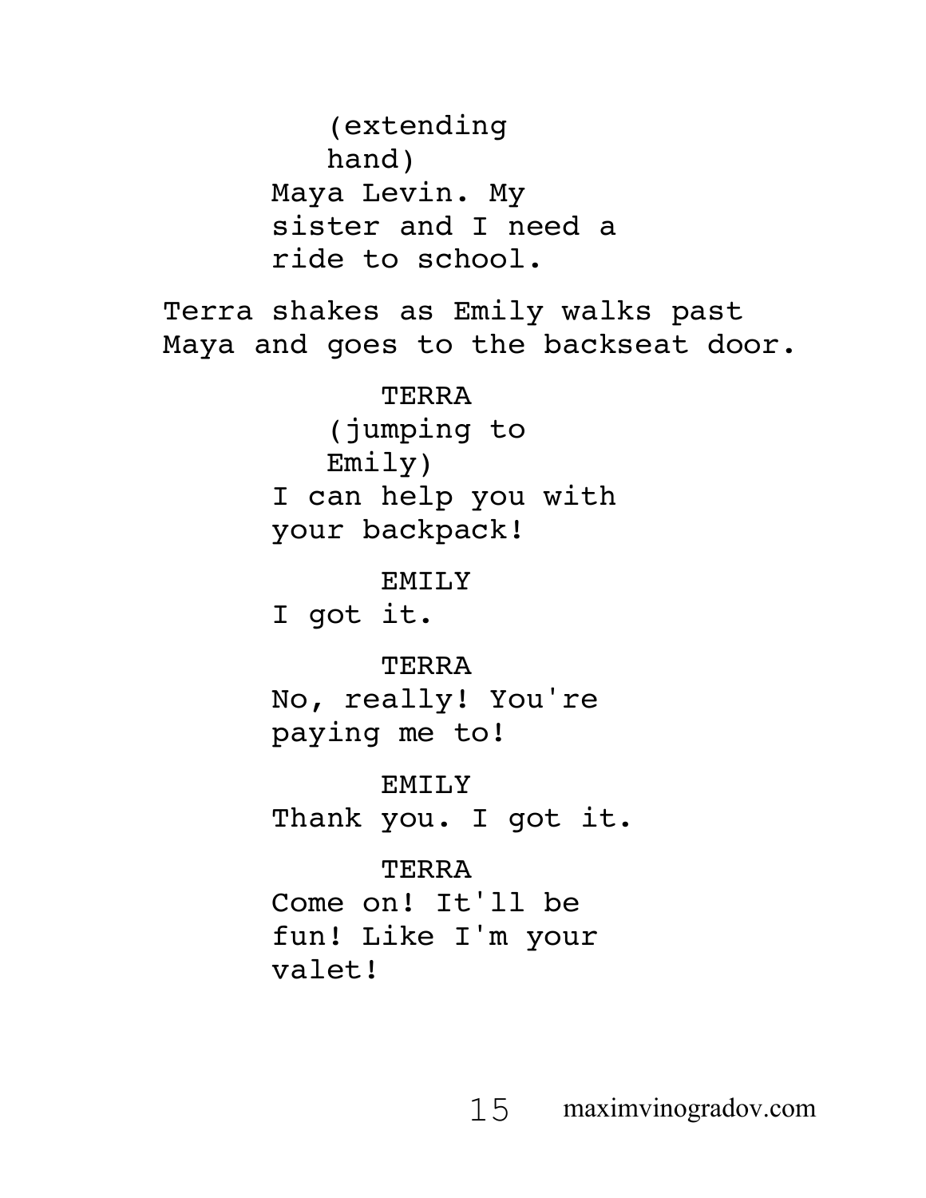(extending hand)
Maya Levin. My sister and I need a ride to school.

Terra shakes as Emily walks past Maya and goes to the backseat door.

TERRA
(jumping to Emily)
I can help you with your backpack!

EMILY
I got it.

TERRA
No, really! You're paying me to!

EMILY
Thank you. I got it.

TERRA
Come on! It'll be fun! Like I'm your valet!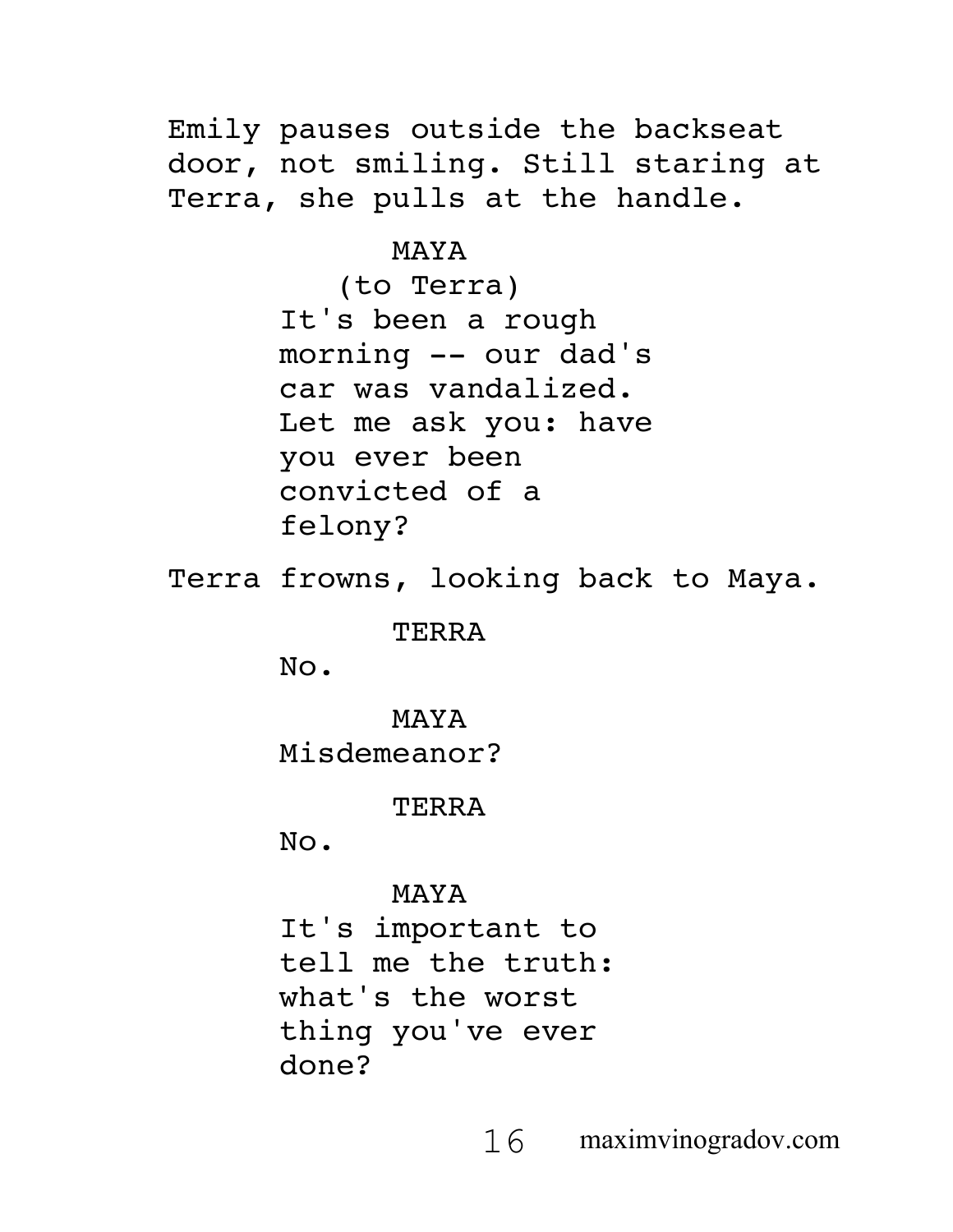Emily pauses outside the backseat door, not smiling. Still staring at Terra, she pulls at the handle.

MAYA
(to Terra)
It's been a rough morning -- our dad's car was vandalized. Let me ask you: have you ever been convicted of a felony?

Terra frowns, looking back to Maya.

TERRA
No.

MAYA
Misdemeanor?

TERRA
No.

MAYA
It's important to tell me the truth: what's the worst thing you've ever done?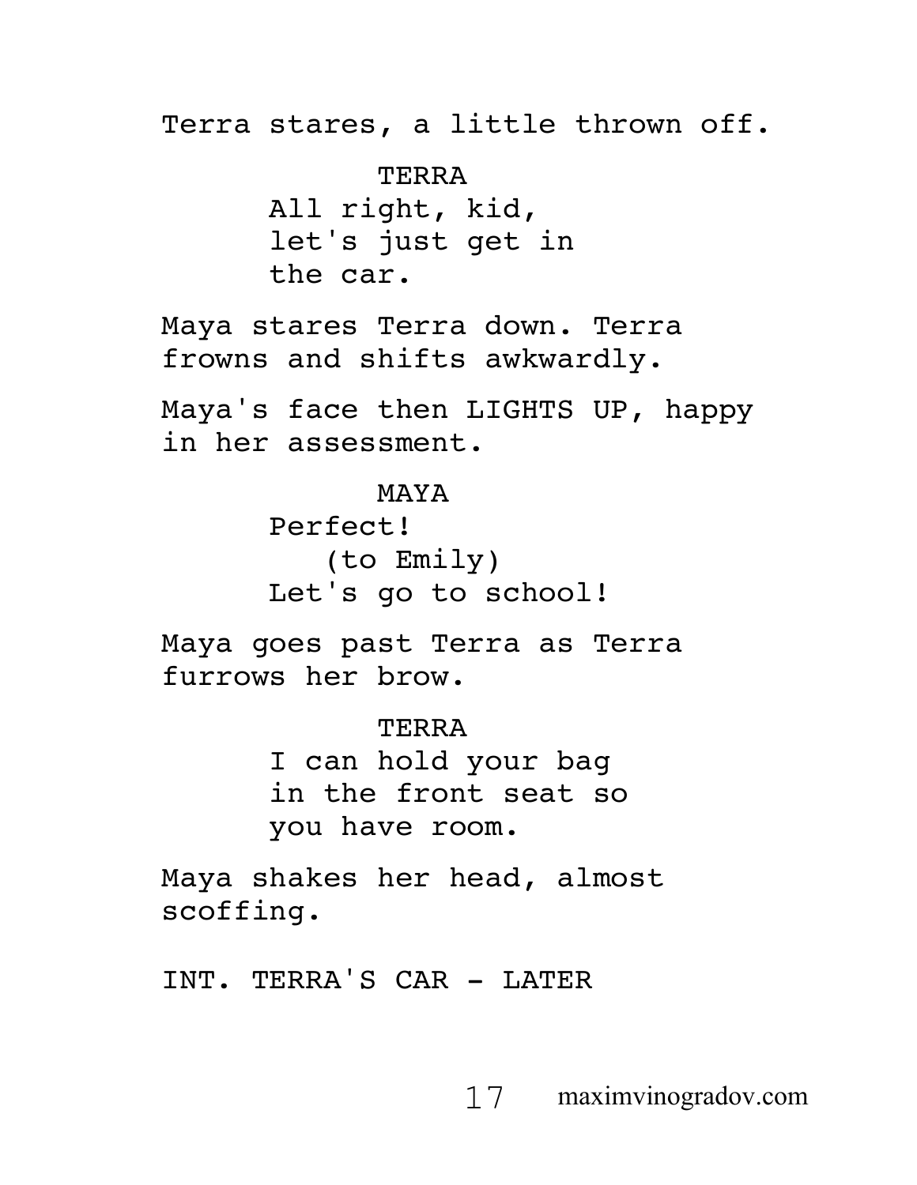Terra stares, a little thrown off.

TERRA
All right, kid,
let's just get in
the car.

Maya stares Terra down. Terra frowns and shifts awkwardly.

Maya's face then LIGHTS UP, happy in her assessment.

MAYA
Perfect!
(to Emily)
Let's go to school!

Maya goes past Terra as Terra furrows her brow.

TERRA
I can hold your bag
in the front seat so
you have room.

Maya shakes her head, almost scoffing.

INT. TERRA'S CAR - LATER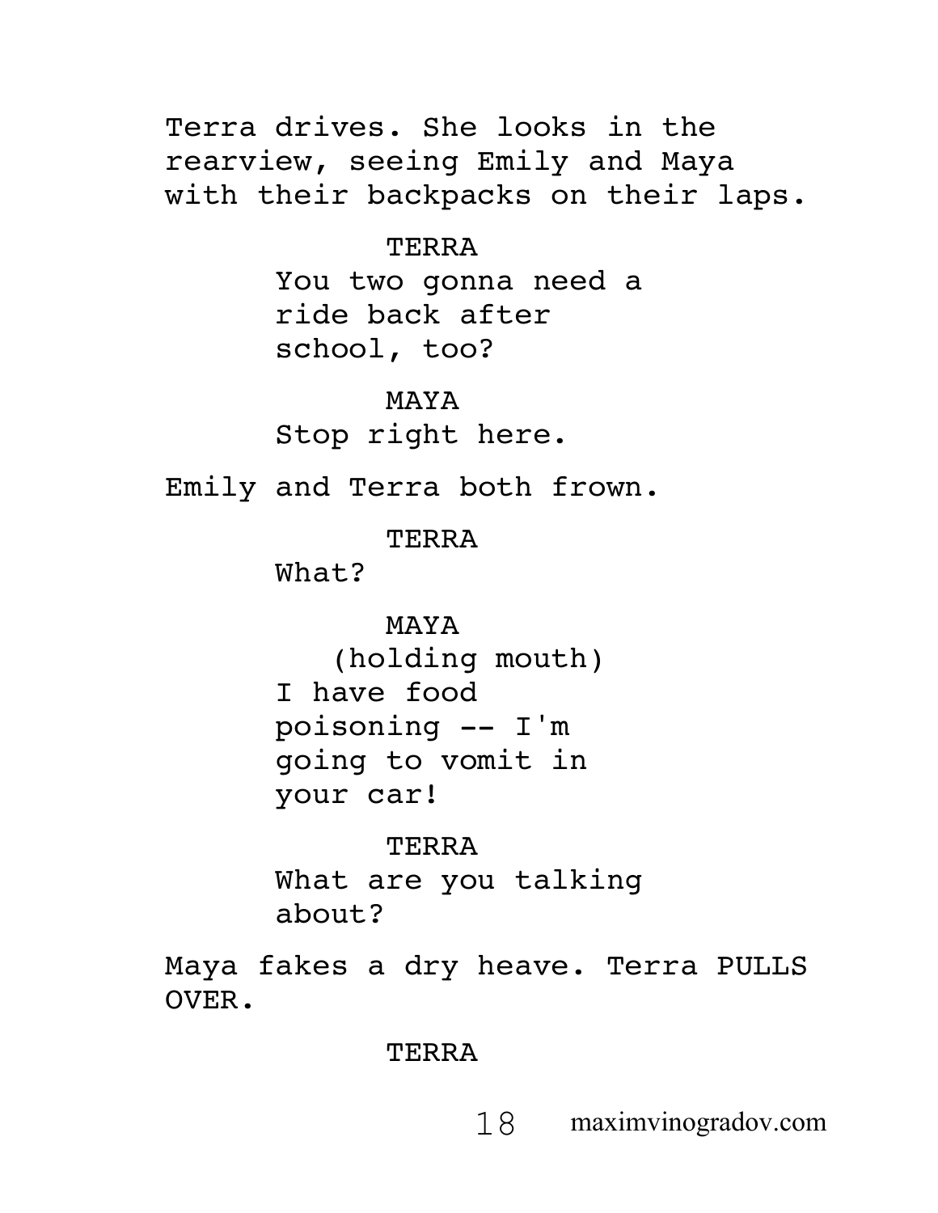Terra drives. She looks in the rearview, seeing Emily and Maya with their backpacks on their laps.

TERRA
You two gonna need a ride back after school, too?

MAYA
Stop right here.

Emily and Terra both frown.

TERRA
What?

MAYA
(holding mouth)
I have food poisoning -- I'm going to vomit in your car!

TERRA
What are you talking about?

Maya fakes a dry heave. Terra PULLS OVER.

TERRA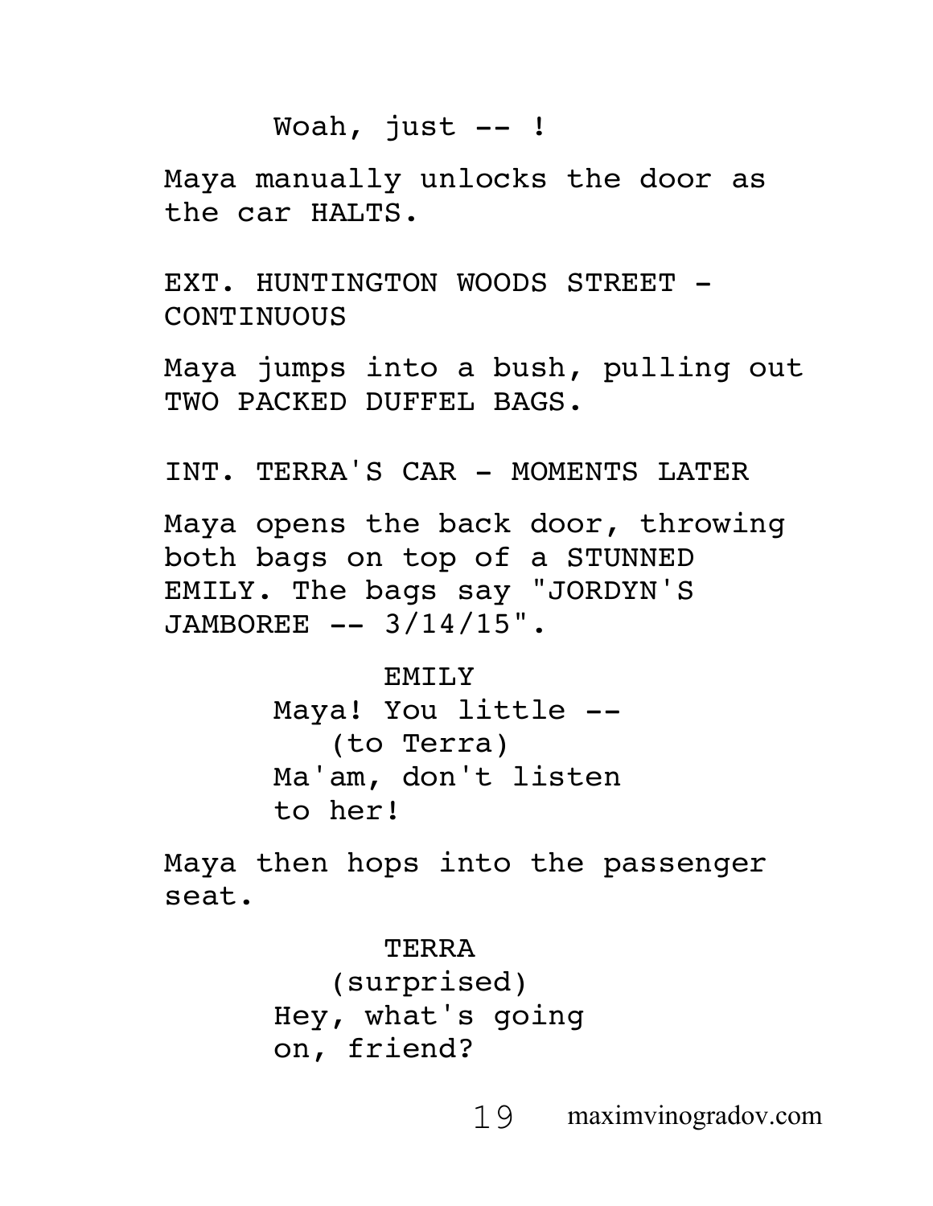Woah, just -- !

Maya manually unlocks the door as the car HALTS.

EXT. HUNTINGTON WOODS STREET - CONTINUOUS

Maya jumps into a bush, pulling out TWO PACKED DUFFEL BAGS.

INT. TERRA'S CAR - MOMENTS LATER

Maya opens the back door, throwing both bags on top of a STUNNED EMILY. The bags say "JORDYN'S JAMBOREE -- 3/14/15".

EMILY
Maya! You little --
(to Terra)
Ma'am, don't listen to her!

Maya then hops into the passenger seat.

TERRA
(surprised)
Hey, what's going on, friend?

maximvinogradov.com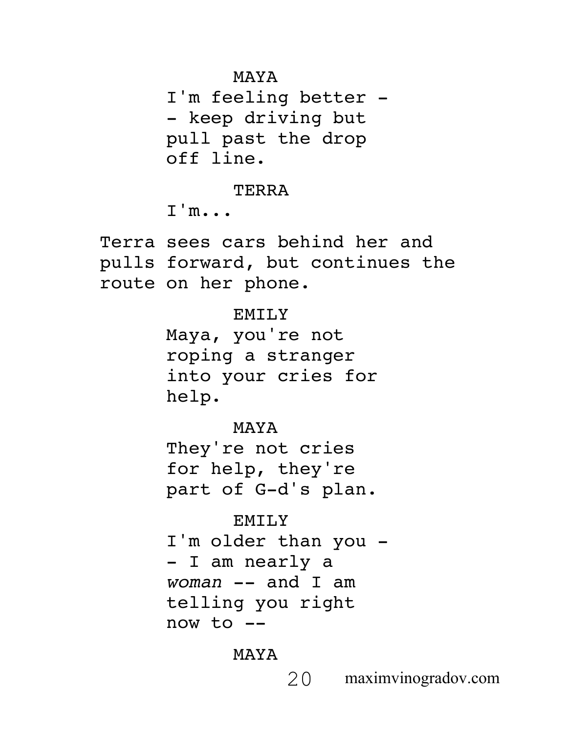MAYA

I'm feeling better -- keep driving but pull past the drop off line.

TERRA

I'm...

Terra sees cars behind her and pulls forward, but continues the route on her phone.

EMILY

Maya, you're not roping a stranger into your cries for help.

MAYA

They're not cries for help, they're part of G-d's plan.

EMILY

I'm older than you -- I am nearly a *woman* -- and I am telling you right now to --

MAYA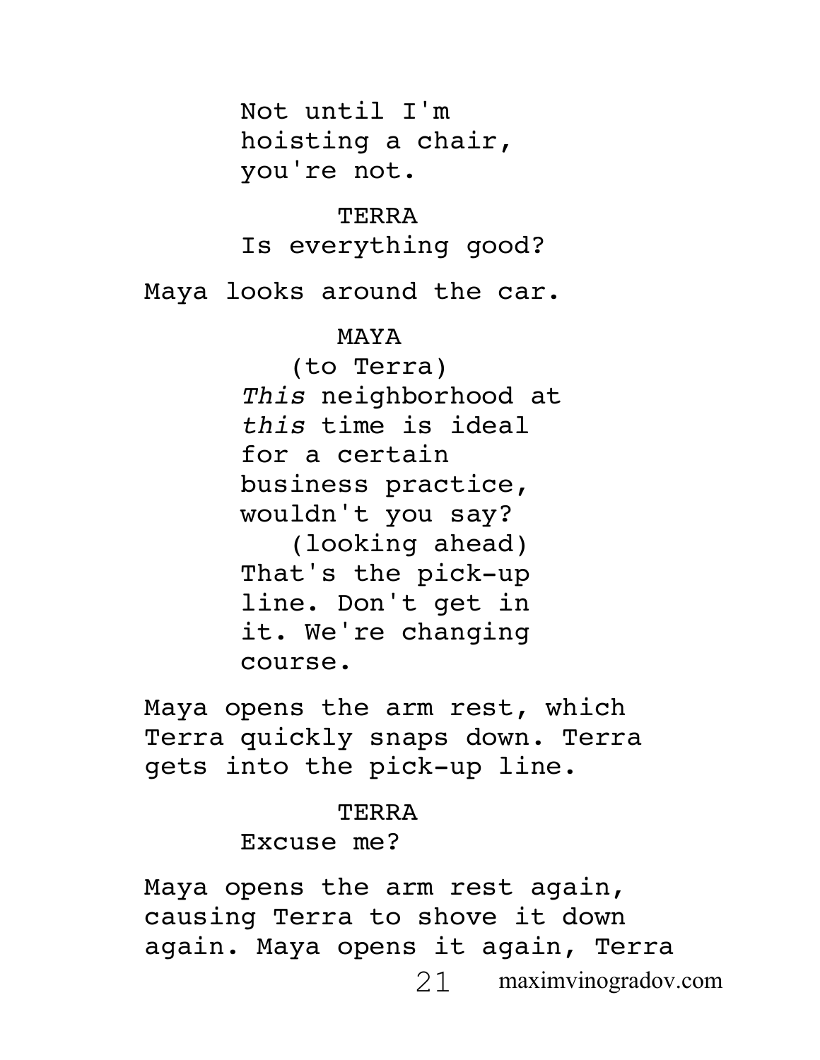Not until I'm hoisting a chair, you're not.

TERRA

Is everything good?

Maya looks around the car.

MAYA

(to Terra)

*This* neighborhood at *this* time is ideal for a certain business practice, wouldn't you say?

(looking ahead)

That's the pick-up line. Don't get in it. We're changing course.

Maya opens the arm rest, which Terra quickly snaps down. Terra gets into the pick-up line.

TERRA

Excuse me?

Maya opens the arm rest again, causing Terra to shove it down again. Maya opens it again, Terra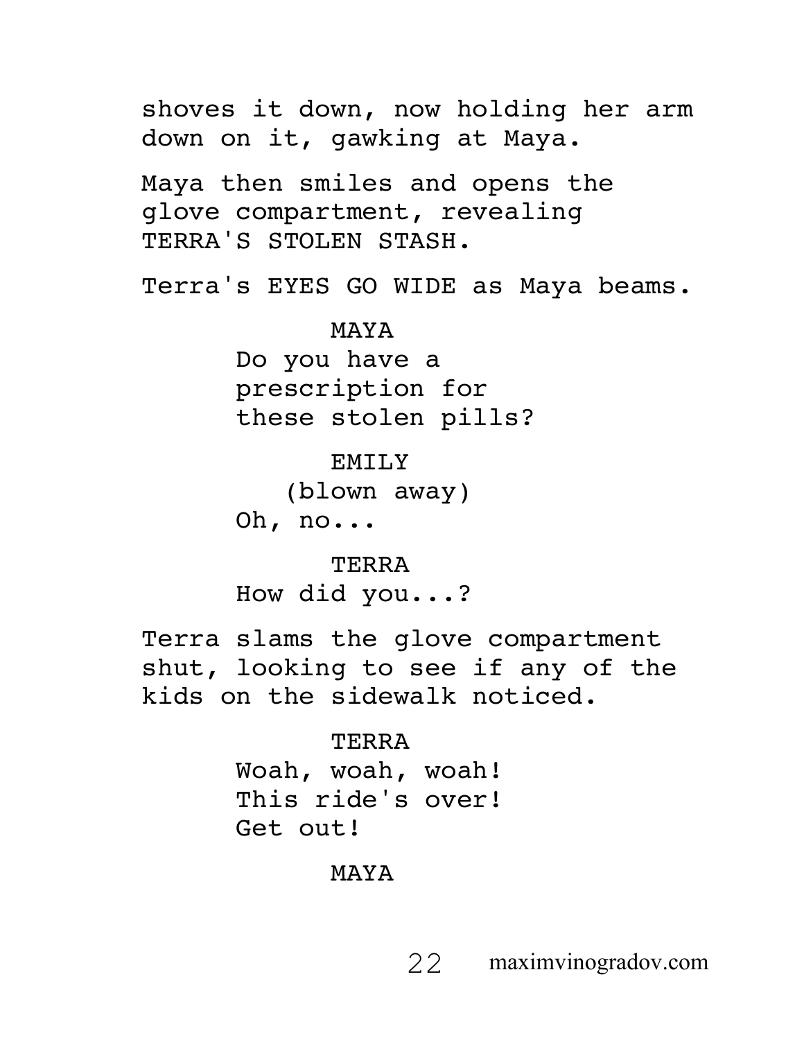shoves it down, now holding her arm down on it, gawking at Maya.

Maya then smiles and opens the glove compartment, revealing TERRA'S STOLEN STASH.

Terra's EYES GO WIDE as Maya beams.

MAYA

Do you have a prescription for these stolen pills?

EMILY

(blown away)

Oh, no...

TERRA

How did you...?

Terra slams the glove compartment shut, looking to see if any of the kids on the sidewalk noticed.

TERRA

Woah, woah, woah! This ride's over! Get out!

MAYA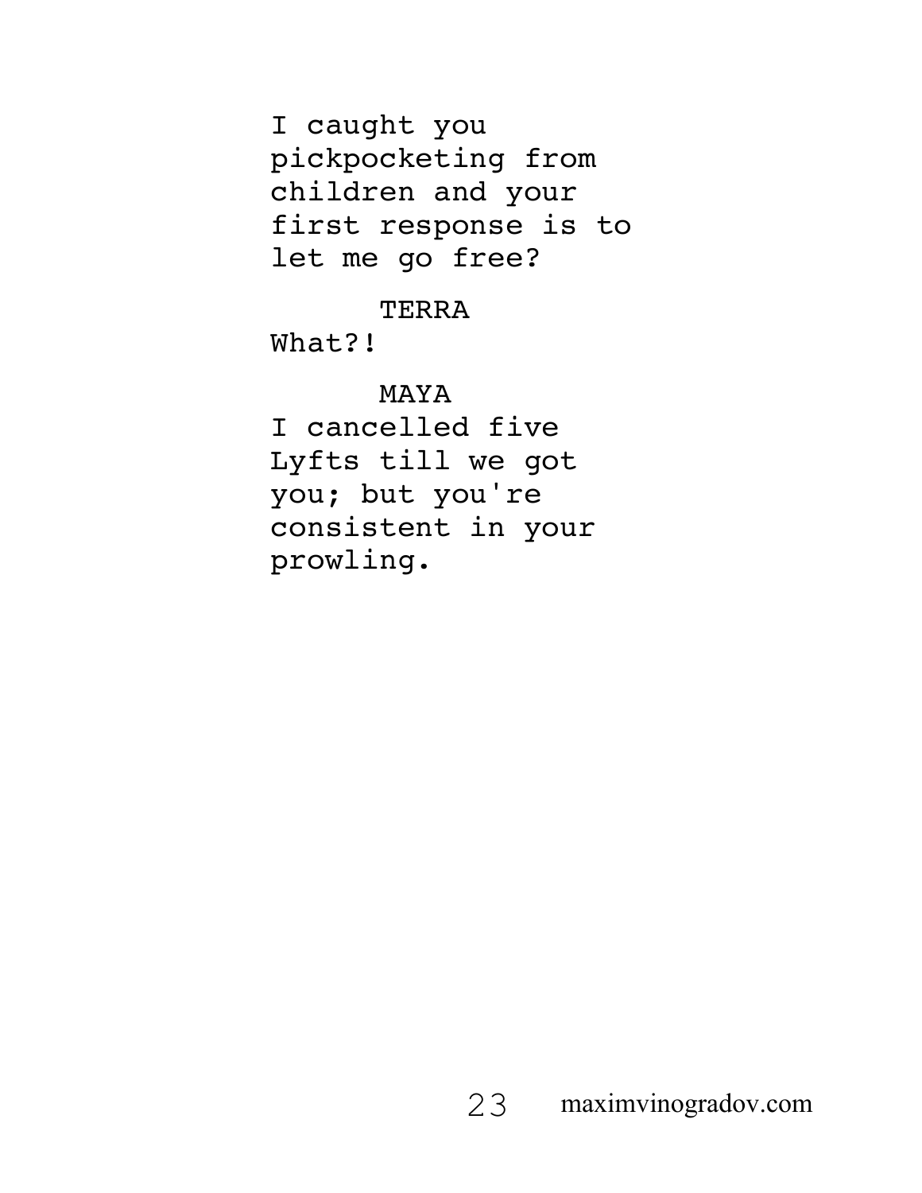I caught you pickpocketing from children and your first response is to let me go free?

TERRA

What?!

MAYA

I cancelled five Lyfts till we got you; but you're consistent in your prowling.